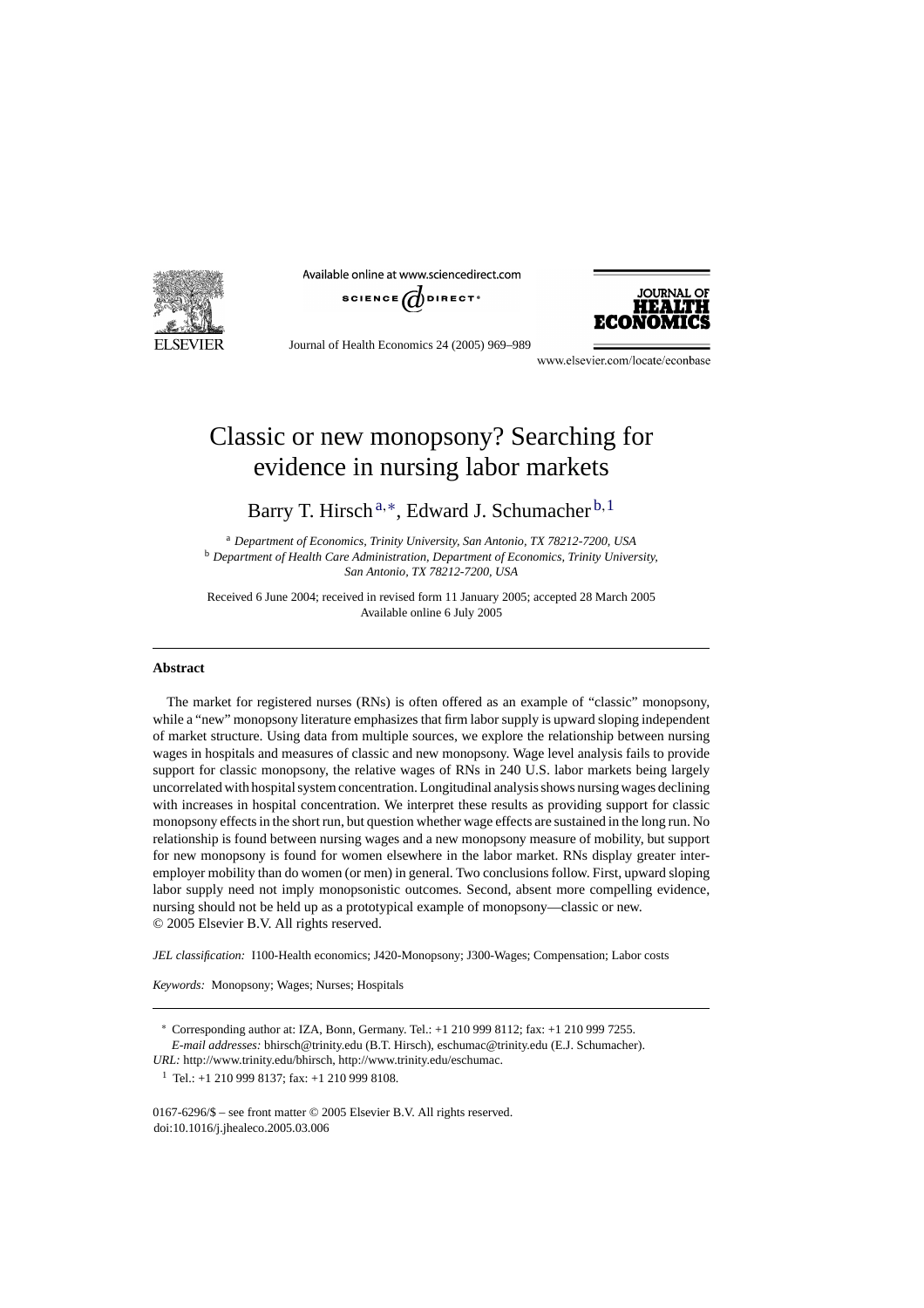# Classic or new monopsony? Searching for evidence in nursing labor markets

Barry T. Hirsch[a,*], Edward J. Schumacher[b,1]

[a] *Department of Economics, Trinity University, San Antonio, TX 78212-7200, USA*
[b] *Department of Health Care Administration, Department of Economics, Trinity University, San Antonio, TX 78212-7200, USA*

Received 6 June 2004; received in revised form 11 January 2005; accepted 28 March 2005
Available online 6 July 2005

## Abstract

The market for registered nurses (RNs) is often offered as an example of "classic" monopsony, while a "new" monopsony literature emphasizes that firm labor supply is upward sloping independent of market structure. Using data from multiple sources, we explore the relationship between nursing wages in hospitals and measures of classic and new monopsony. Wage level analysis fails to provide support for classic monopsony, the relative wages of RNs in 240 U.S. labor markets being largely uncorrelated with hospital system concentration. Longitudinal analysis shows nursing wages declining with increases in hospital concentration. We interpret these results as providing support for classic monopsony effects in the short run, but question whether wage effects are sustained in the long run. No relationship is found between nursing wages and a new monopsony measure of mobility, but support for new monopsony is found for women elsewhere in the labor market. RNs display greater inter-employer mobility than do women (or men) in general. Two conclusions follow. First, upward sloping labor supply need not imply monopsonistic outcomes. Second, absent more compelling evidence, nursing should not be held up as a prototypical example of monopsony—classic or new.
© 2005 Elsevier B.V. All rights reserved.

*JEL classification:* I100-Health economics; J420-Monopsony; J300-Wages; Compensation; Labor costs

*Keywords:* Monopsony; Wages; Nurses; Hospitals

---

[*] Corresponding author at: IZA, Bonn, Germany. Tel.: +1 210 999 8112; fax: +1 210 999 7255.
*E-mail addresses:* bhirsch@trinity.edu (B.T. Hirsch), eschumac@trinity.edu (E.J. Schumacher).
*URL:* http://www.trinity.edu/bhirsch, http://www.trinity.edu/eschumac.

[1] Tel.: +1 210 999 8137; fax: +1 210 999 8108.

0167-6296/$ – see front matter © 2005 Elsevier B.V. All rights reserved.
doi:10.1016/j.jhealeco.2005.03.006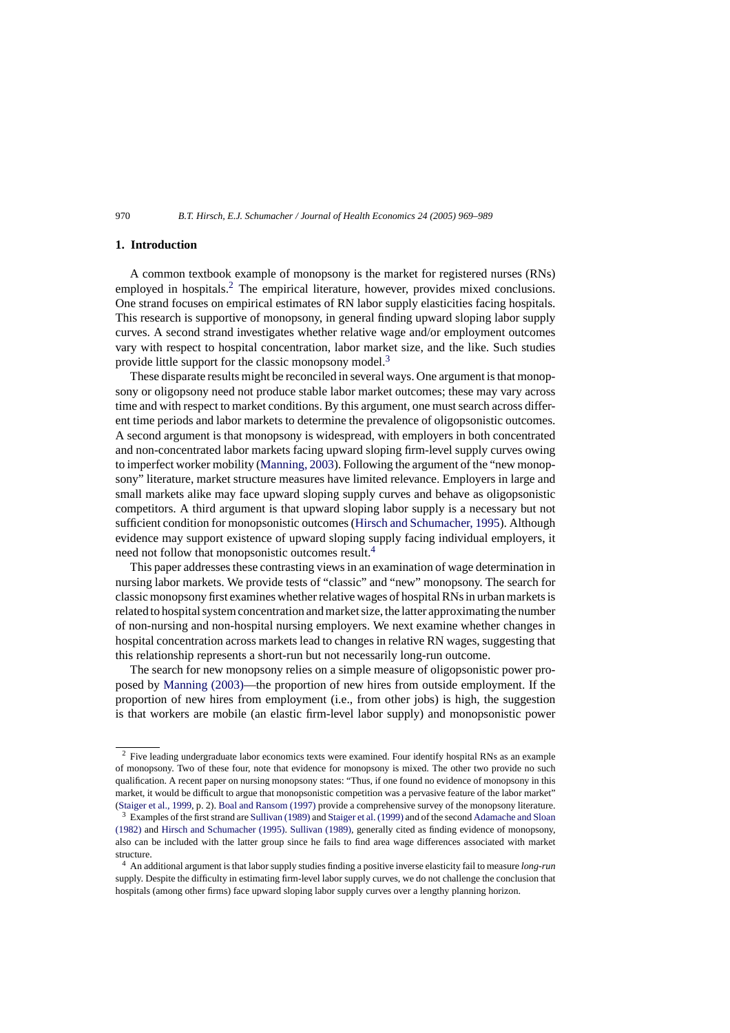## 1. Introduction

A common textbook example of monopsony is the market for registered nurses (RNs) employed in hospitals.[2] The empirical literature, however, provides mixed conclusions. One strand focuses on empirical estimates of RN labor supply elasticities facing hospitals. This research is supportive of monopsony, in general finding upward sloping labor supply curves. A second strand investigates whether relative wage and/or employment outcomes vary with respect to hospital concentration, labor market size, and the like. Such studies provide little support for the classic monopsony model.[3]

These disparate results might be reconciled in several ways. One argument is that monopsony or oligopsony need not produce stable labor market outcomes; these may vary across time and with respect to market conditions. By this argument, one must search across different time periods and labor markets to determine the prevalence of oligopsonistic outcomes. A second argument is that monopsony is widespread, with employers in both concentrated and non-concentrated labor markets facing upward sloping firm-level supply curves owing to imperfect worker mobility (Manning, 2003). Following the argument of the "new monopsony" literature, market structure measures have limited relevance. Employers in large and small markets alike may face upward sloping supply curves and behave as oligopsonistic competitors. A third argument is that upward sloping labor supply is a necessary but not sufficient condition for monopsonistic outcomes (Hirsch and Schumacher, 1995). Although evidence may support existence of upward sloping supply facing individual employers, it need not follow that monopsonistic outcomes result.[4]

This paper addresses these contrasting views in an examination of wage determination in nursing labor markets. We provide tests of "classic" and "new" monopsony. The search for classic monopsony first examines whether relative wages of hospital RNs in urban markets is related to hospital system concentration and market size, the latter approximating the number of non-nursing and non-hospital nursing employers. We next examine whether changes in hospital concentration across markets lead to changes in relative RN wages, suggesting that this relationship represents a short-run but not necessarily long-run outcome.

The search for new monopsony relies on a simple measure of oligopsonistic power proposed by Manning (2003)—the proportion of new hires from outside employment. If the proportion of new hires from employment (i.e., from other jobs) is high, the suggestion is that workers are mobile (an elastic firm-level labor supply) and monopsonistic power

---

[2] Five leading undergraduate labor economics texts were examined. Four identify hospital RNs as an example of monopsony. Two of these four, note that evidence for monopsony is mixed. The other two provide no such qualification. A recent paper on nursing monopsony states: "Thus, if one found no evidence of monopsony in this market, it would be difficult to argue that monopsonistic competition was a pervasive feature of the labor market" (Staiger et al., 1999, p. 2). Boal and Ransom (1997) provide a comprehensive survey of the monopsony literature.

[3] Examples of the first strand are Sullivan (1989) and Staiger et al. (1999) and of the second Adamache and Sloan (1982) and Hirsch and Schumacher (1995). Sullivan (1989), generally cited as finding evidence of monopsony, also can be included with the latter group since he fails to find area wage differences associated with market structure.

[4] An additional argument is that labor supply studies finding a positive inverse elasticity fail to measure *long-run* supply. Despite the difficulty in estimating firm-level labor supply curves, we do not challenge the conclusion that hospitals (among other firms) face upward sloping labor supply curves over a lengthy planning horizon.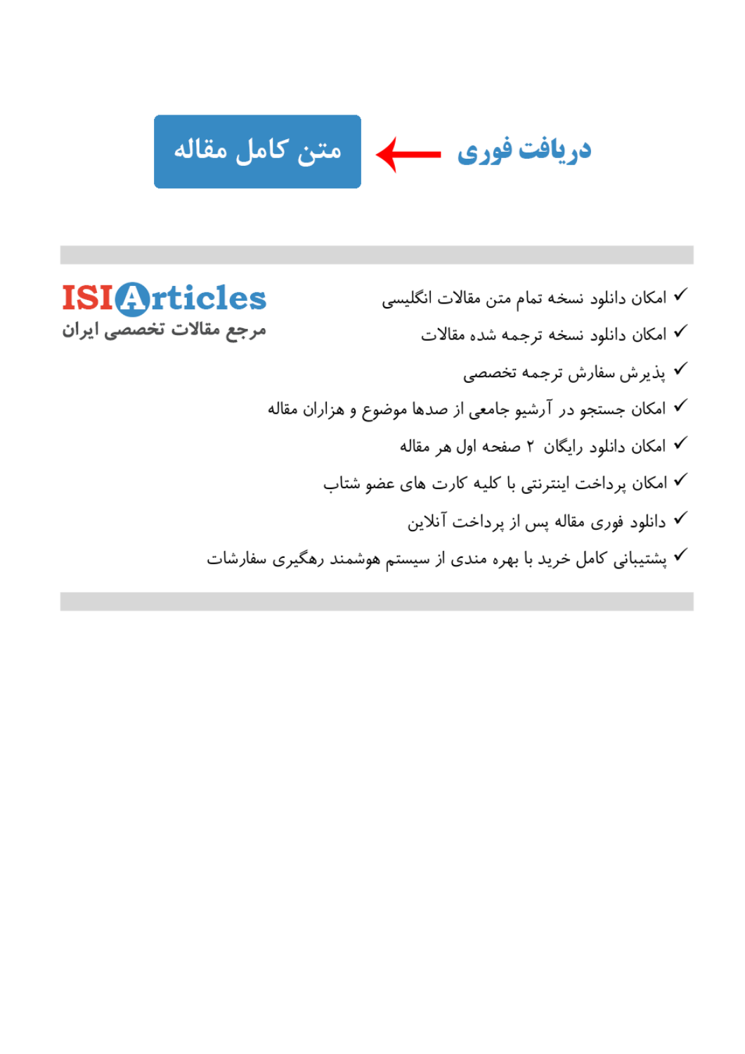دریافت فوری ← متن کامل مقاله

**ISIArticles**
مرجع مقالات تخصصی ایران

- ✓ امکان دانلود نسخه تمام متن مقالات انگلیسی
- ✓ امکان دانلود نسخه ترجمه شده مقالات
- ✓ پذیرش سفارش ترجمه تخصصی
- ✓ امکان جستجو در آرشیو جامعی از صدها موضوع و هزاران مقاله
- ✓ امکان دانلود رایگان ۲ صفحه اول هر مقاله
- ✓ امکان پرداخت اینترنتی با کلیه کارت های عضو شتاب
- ✓ دانلود فوری مقاله پس از پرداخت آنلاین
- ✓ پشتیبانی کامل خرید با بهره مندی از سیستم هوشمند رهگیری سفارشات